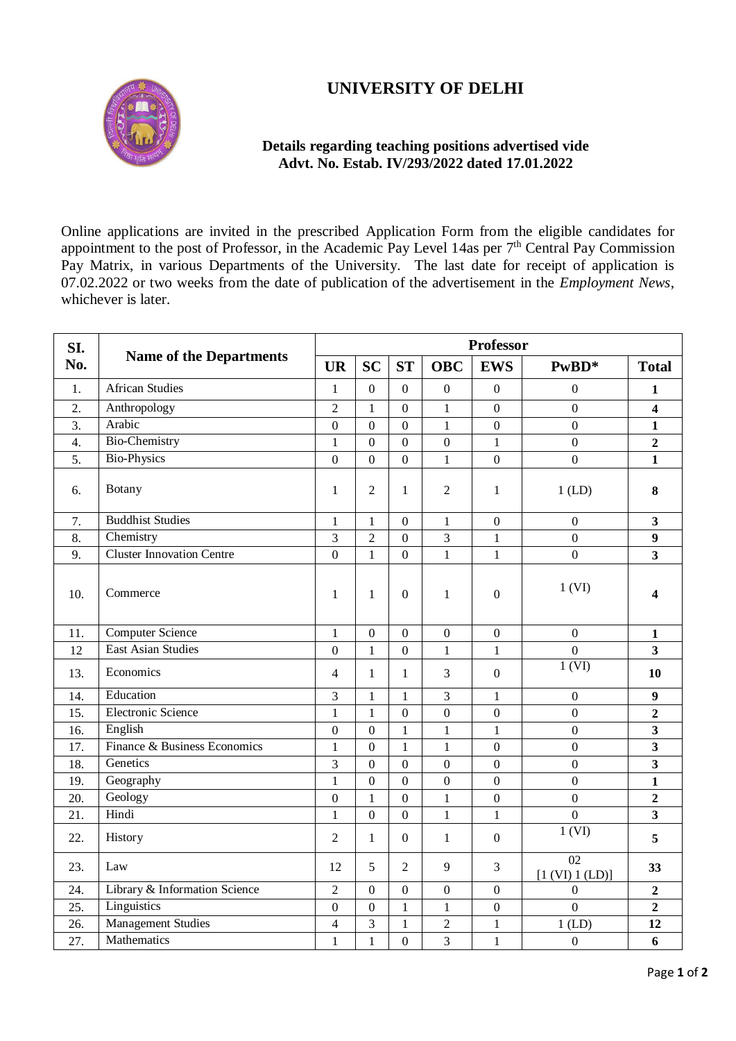# UNIVERSITY OF DELHI

**Details regarding teaching positions advertised vide Advt. No. Estab. IV/293/2022 dated 17.01.2022**

Online applications are invited in the prescribed Application Form from the eligible candidates for appointment to the post of Professor, in the Academic Pay Level 14as per 7[th] Central Pay Commission Pay Matrix, in various Departments of the University. The last date for receipt of application is 07.02.2022 or two weeks from the date of publication of the advertisement in the *Employment News*, whichever is later.

| SI. No. | Name of the Departments | Professor | | | | | | |
|---|---|---|---|---|---|---|---|---|
| | | UR | SC | ST | OBC | EWS | PwBD* | Total |
| 1. | African Studies | 1 | 0 | 0 | 0 | 0 | 0 | **1** |
| 2. | Anthropology | 2 | 1 | 0 | 1 | 0 | 0 | **4** |
| 3. | Arabic | 0 | 0 | 0 | 1 | 0 | 0 | **1** |
| 4. | Bio-Chemistry | 1 | 0 | 0 | 0 | 1 | 0 | **2** |
| 5. | Bio-Physics | 0 | 0 | 0 | 1 | 0 | 0 | **1** |
| 6. | Botany | 1 | 2 | 1 | 2 | 1 | 1 (LD) | **8** |
| 7. | Buddhist Studies | 1 | 1 | 0 | 1 | 0 | 0 | **3** |
| 8. | Chemistry | 3 | 2 | 0 | 3 | 1 | 0 | **9** |
| 9. | Cluster Innovation Centre | 0 | 1 | 0 | 1 | 1 | 0 | **3** |
| 10. | Commerce | 1 | 1 | 0 | 1 | 0 | 1 (VI) | **4** |
| 11. | Computer Science | 1 | 0 | 0 | 0 | 0 | 0 | **1** |
| 12 | East Asian Studies | 0 | 1 | 0 | 1 | 1 | 0 | **3** |
| 13. | Economics | 4 | 1 | 1 | 3 | 0 | 1 (VI) | **10** |
| 14. | Education | 3 | 1 | 1 | 3 | 1 | 0 | **9** |
| 15. | Electronic Science | 1 | 1 | 0 | 0 | 0 | 0 | **2** |
| 16. | English | 0 | 0 | 1 | 1 | 1 | 0 | **3** |
| 17. | Finance & Business Economics | 1 | 0 | 1 | 1 | 0 | 0 | **3** |
| 18. | Genetics | 3 | 0 | 0 | 0 | 0 | 0 | **3** |
| 19. | Geography | 1 | 0 | 0 | 0 | 0 | 0 | **1** |
| 20. | Geology | 0 | 1 | 0 | 1 | 0 | 0 | **2** |
| 21. | Hindi | 1 | 0 | 0 | 1 | 1 | 0 | **3** |
| 22. | History | 2 | 1 | 0 | 1 | 0 | 1 (VI) | **5** |
| 23. | Law | 12 | 5 | 2 | 9 | 3 | 02 [1 (VI) 1 (LD)] | **33** |
| 24. | Library & Information Science | 2 | 0 | 0 | 0 | 0 | 0 | **2** |
| 25. | Linguistics | 0 | 0 | 1 | 1 | 0 | 0 | **2** |
| 26. | Management Studies | 4 | 3 | 1 | 2 | 1 | 1 (LD) | **12** |
| 27. | Mathematics | 1 | 1 | 0 | 3 | 1 | 0 | **6** |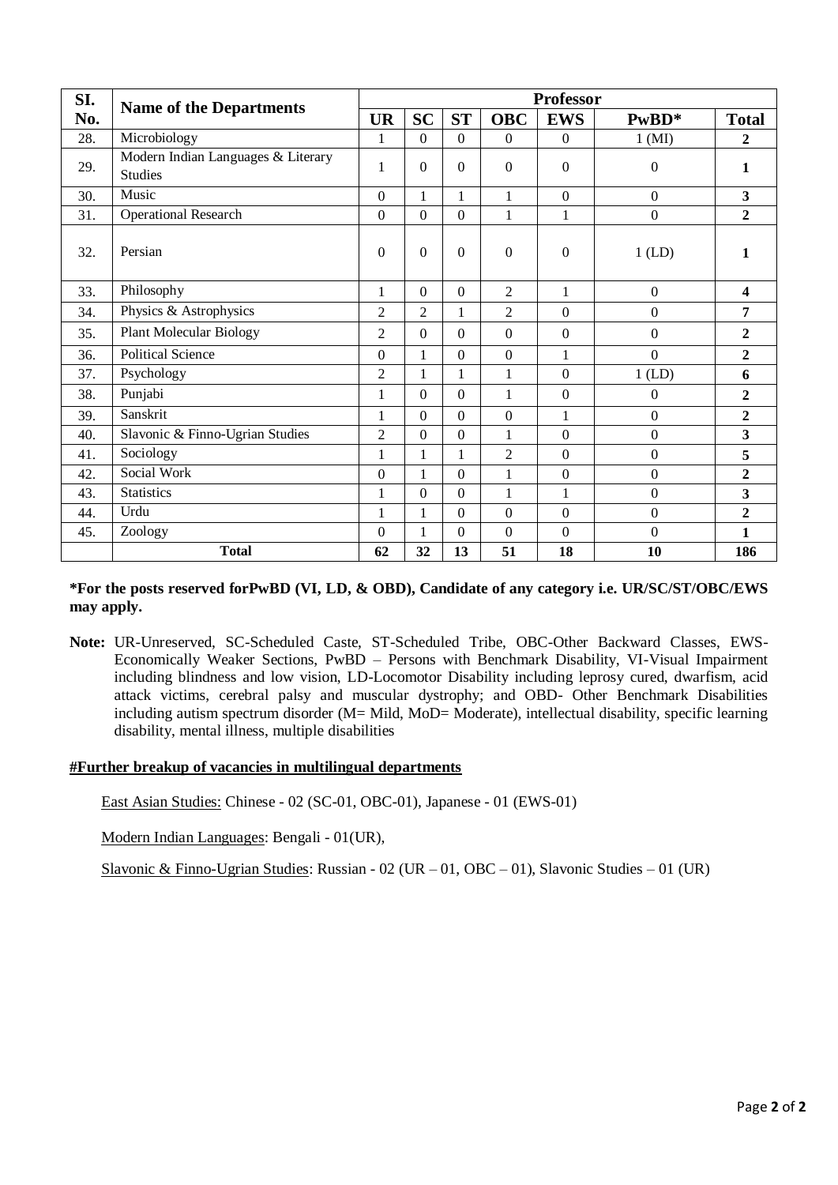| SI. No. | Name of the Departments | Professor | | | | | | |
|---|---|---|---|---|---|---|---|---|
| | | **UR** | **SC** | **ST** | **OBC** | **EWS** | **PwBD*** | **Total** |
| 28. | Microbiology | 1 | 0 | 0 | 0 | 0 | 1 (MI) | **2** |
| 29. | Modern Indian Languages & Literary Studies | 1 | 0 | 0 | 0 | 0 | 0 | **1** |
| 30. | Music | 0 | 1 | 1 | 1 | 0 | 0 | **3** |
| 31. | Operational Research | 0 | 0 | 0 | 1 | 1 | 0 | **2** |
| 32. | Persian | 0 | 0 | 0 | 0 | 0 | 1 (LD) | **1** |
| 33. | Philosophy | 1 | 0 | 0 | 2 | 1 | 0 | **4** |
| 34. | Physics & Astrophysics | 2 | 2 | 1 | 2 | 0 | 0 | **7** |
| 35. | Plant Molecular Biology | 2 | 0 | 0 | 0 | 0 | 0 | **2** |
| 36. | Political Science | 0 | 1 | 0 | 0 | 1 | 0 | **2** |
| 37. | Psychology | 2 | 1 | 1 | 1 | 0 | 1 (LD) | **6** |
| 38. | Punjabi | 1 | 0 | 0 | 1 | 0 | 0 | **2** |
| 39. | Sanskrit | 1 | 0 | 0 | 0 | 1 | 0 | **2** |
| 40. | Slavonic & Finno-Ugrian Studies | 2 | 0 | 0 | 1 | 0 | 0 | **3** |
| 41. | Sociology | 1 | 1 | 1 | 2 | 0 | 0 | **5** |
| 42. | Social Work | 0 | 1 | 0 | 1 | 0 | 0 | **2** |
| 43. | Statistics | 1 | 0 | 0 | 1 | 1 | 0 | **3** |
| 44. | Urdu | 1 | 1 | 0 | 0 | 0 | 0 | **2** |
| 45. | Zoology | 0 | 1 | 0 | 0 | 0 | 0 | **1** |
| | **Total** | **62** | **32** | **13** | **51** | **18** | **10** | **186** |

**\*For the posts reserved forPwBD (VI, LD, & OBD), Candidate of any category i.e. UR/SC/ST/OBC/EWS may apply.**

**Note:** UR-Unreserved, SC-Scheduled Caste, ST-Scheduled Tribe, OBC-Other Backward Classes, EWS-Economically Weaker Sections, PwBD – Persons with Benchmark Disability, VI-Visual Impairment including blindness and low vision, LD-Locomotor Disability including leprosy cured, dwarfism, acid attack victims, cerebral palsy and muscular dystrophy; and OBD- Other Benchmark Disabilities including autism spectrum disorder (M= Mild, MoD= Moderate), intellectual disability, specific learning disability, mental illness, multiple disabilities

**#Further breakup of vacancies in multilingual departments**

East Asian Studies: Chinese - 02 (SC-01, OBC-01), Japanese - 01 (EWS-01)

Modern Indian Languages: Bengali - 01(UR),

Slavonic & Finno-Ugrian Studies: Russian - 02 (UR – 01, OBC – 01), Slavonic Studies – 01 (UR)